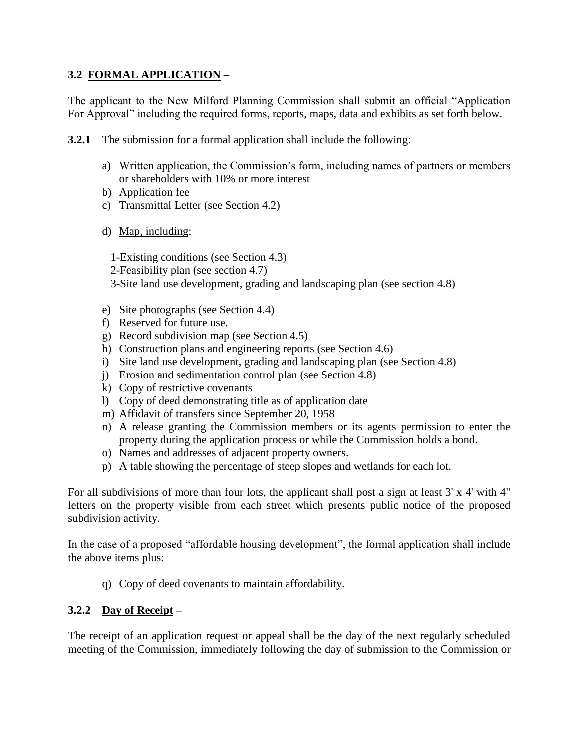## 3.2 <u>FORMAL APPLICATION</u> –

The applicant to the New Milford Planning Commission shall submit an official "Application For Approval" including the required forms, reports, maps, data and exhibits as set forth below.

**3.2.1** <u>The submission for a formal application shall include the following</u>:

a) Written application, the Commission's form, including names of partners or members or shareholders with 10% or more interest
b) Application fee
c) Transmittal Letter (see Section 4.2)

d) <u>Map, including</u>:

1-Existing conditions (see Section 4.3)
2-Feasibility plan (see section 4.7)
3-Site land use development, grading and landscaping plan (see section 4.8)

e) Site photographs (see Section 4.4)
f) Reserved for future use.
g) Record subdivision map (see Section 4.5)
h) Construction plans and engineering reports (see Section 4.6)
i) Site land use development, grading and landscaping plan (see Section 4.8)
j) Erosion and sedimentation control plan (see Section 4.8)
k) Copy of restrictive covenants
l) Copy of deed demonstrating title as of application date
m) Affidavit of transfers since September 20, 1958
n) A release granting the Commission members or its agents permission to enter the property during the application process or while the Commission holds a bond.
o) Names and addresses of adjacent property owners.
p) A table showing the percentage of steep slopes and wetlands for each lot.

For all subdivisions of more than four lots, the applicant shall post a sign at least 3' x 4' with 4" letters on the property visible from each street which presents public notice of the proposed subdivision activity.

In the case of a proposed "affordable housing development", the formal application shall include the above items plus:

q) Copy of deed covenants to maintain affordability.

**3.2.2** **<u>Day of Receipt</u>** **–**

The receipt of an application request or appeal shall be the day of the next regularly scheduled meeting of the Commission, immediately following the day of submission to the Commission or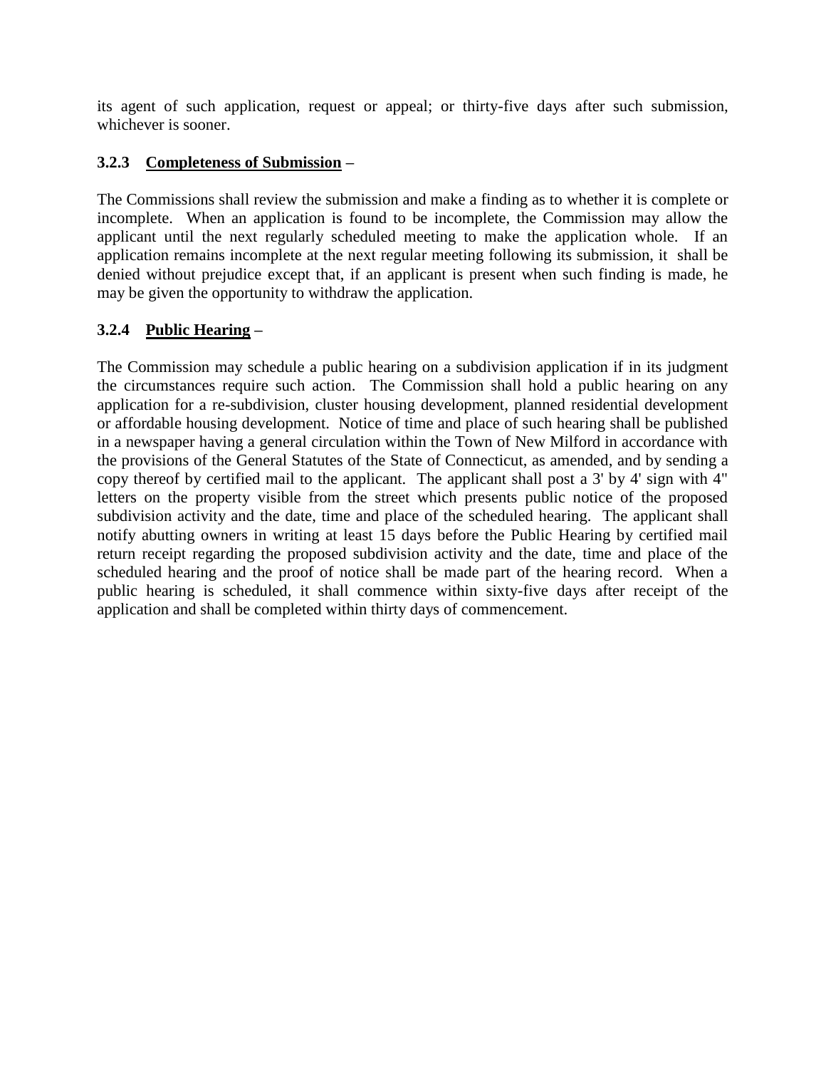its agent of such application, request or appeal; or thirty-five days after such submission, whichever is sooner.

### 3.2.3 Completeness of Submission –

The Commissions shall review the submission and make a finding as to whether it is complete or incomplete. When an application is found to be incomplete, the Commission may allow the applicant until the next regularly scheduled meeting to make the application whole. If an application remains incomplete at the next regular meeting following its submission, it shall be denied without prejudice except that, if an applicant is present when such finding is made, he may be given the opportunity to withdraw the application.

### 3.2.4 Public Hearing –

The Commission may schedule a public hearing on a subdivision application if in its judgment the circumstances require such action. The Commission shall hold a public hearing on any application for a re-subdivision, cluster housing development, planned residential development or affordable housing development. Notice of time and place of such hearing shall be published in a newspaper having a general circulation within the Town of New Milford in accordance with the provisions of the General Statutes of the State of Connecticut, as amended, and by sending a copy thereof by certified mail to the applicant. The applicant shall post a 3' by 4' sign with 4" letters on the property visible from the street which presents public notice of the proposed subdivision activity and the date, time and place of the scheduled hearing. The applicant shall notify abutting owners in writing at least 15 days before the Public Hearing by certified mail return receipt regarding the proposed subdivision activity and the date, time and place of the scheduled hearing and the proof of notice shall be made part of the hearing record. When a public hearing is scheduled, it shall commence within sixty-five days after receipt of the application and shall be completed within thirty days of commencement.